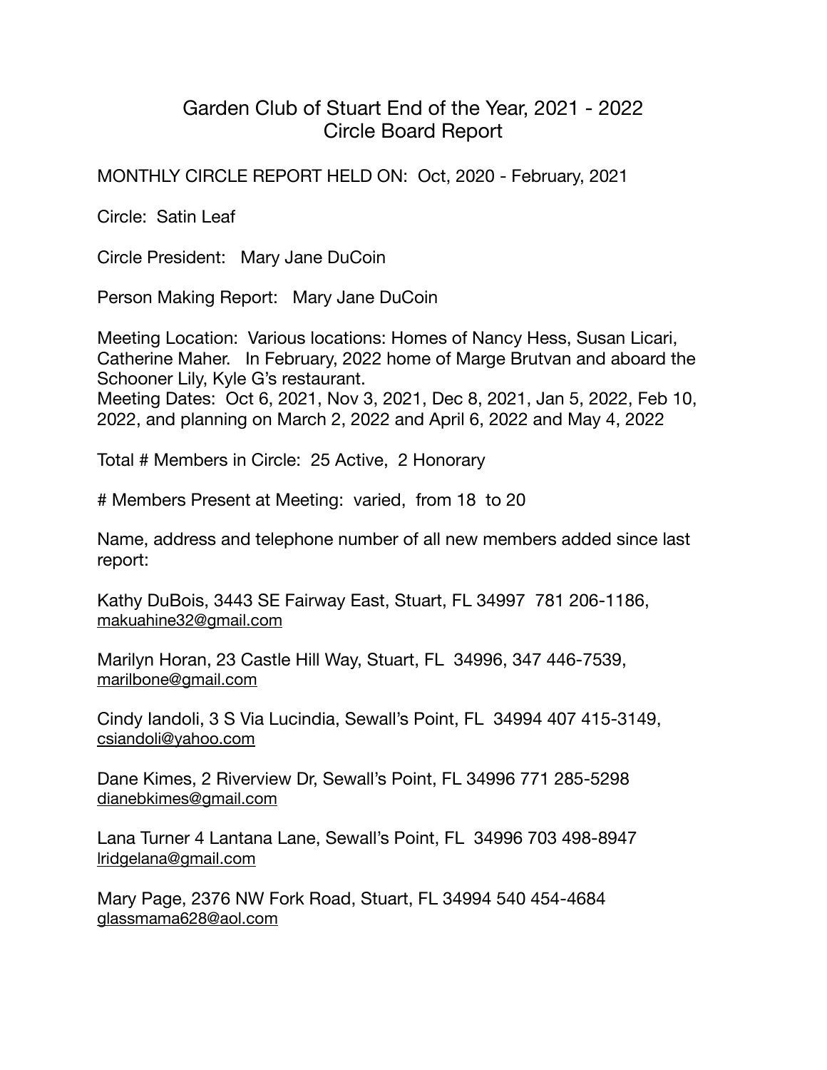# Garden Club of Stuart End of the Year, 2021 - 2022
## Circle Board Report

MONTHLY CIRCLE REPORT HELD ON: Oct, 2020 - February, 2021

Circle: Satin Leaf

Circle President: Mary Jane DuCoin

Person Making Report: Mary Jane DuCoin

Meeting Location: Various locations: Homes of Nancy Hess, Susan Licari, Catherine Maher. In February, 2022 home of Marge Brutvan and aboard the Schooner Lily, Kyle G's restaurant.
Meeting Dates: Oct 6, 2021, Nov 3, 2021, Dec 8, 2021, Jan 5, 2022, Feb 10, 2022, and planning on March 2, 2022 and April 6, 2022 and May 4, 2022

Total # Members in Circle: 25 Active, 2 Honorary

# Members Present at Meeting: varied, from 18 to 20

Name, address and telephone number of all new members added since last report:

Kathy DuBois, 3443 SE Fairway East, Stuart, FL 34997 781 206-1186, makuahine32@gmail.com

Marilyn Horan, 23 Castle Hill Way, Stuart, FL 34996, 347 446-7539, marilbone@gmail.com

Cindy Iandoli, 3 S Via Lucindia, Sewall's Point, FL 34994 407 415-3149, csiandoli@yahoo.com

Dane Kimes, 2 Riverview Dr, Sewall's Point, FL 34996 771 285-5298 dianebkimes@gmail.com

Lana Turner 4 Lantana Lane, Sewall's Point, FL 34996 703 498-8947 lridgelana@gmail.com

Mary Page, 2376 NW Fork Road, Stuart, FL 34994 540 454-4684 glassmama628@aol.com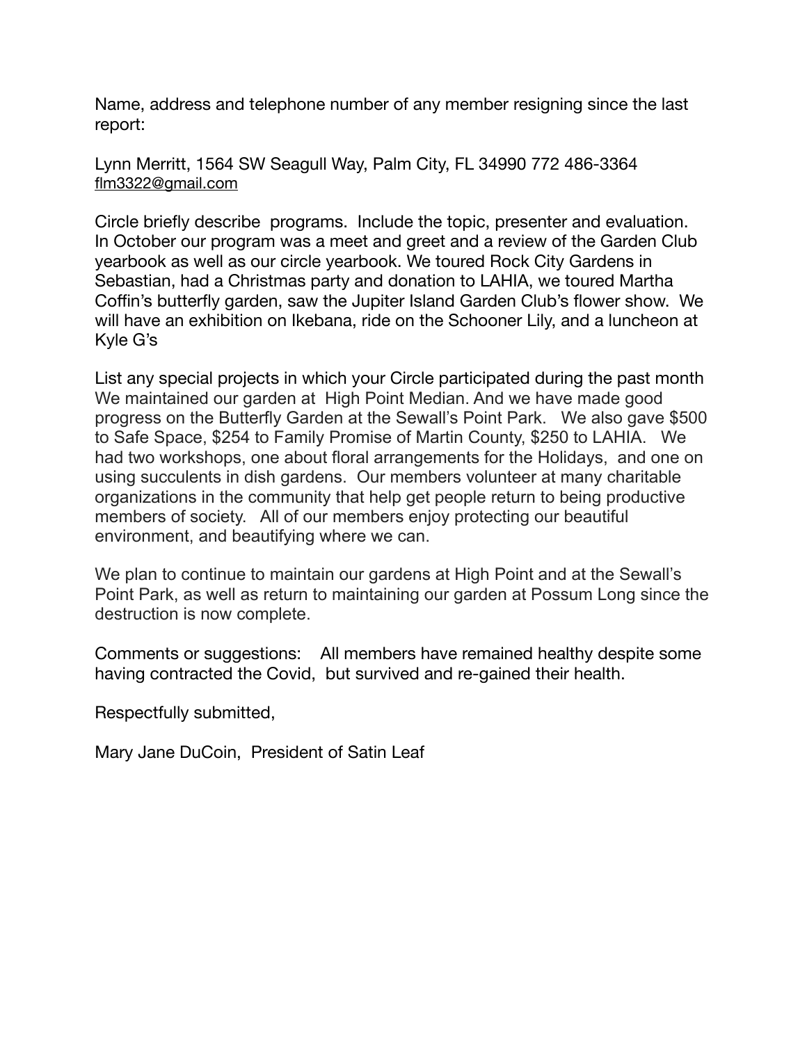Name, address and telephone number of any member resigning since the last report:

Lynn Merritt, 1564 SW Seagull Way, Palm City, FL 34990 772 486-3364
flm3322@gmail.com

Circle briefly describe  programs.  Include the topic, presenter and evaluation.
In October our program was a meet and greet and a review of the Garden Club yearbook as well as our circle yearbook. We toured Rock City Gardens in Sebastian, had a Christmas party and donation to LAHIA, we toured Martha Coffin's butterfly garden, saw the Jupiter Island Garden Club's flower show.  We will have an exhibition on Ikebana, ride on the Schooner Lily, and a luncheon at Kyle G's

List any special projects in which your Circle participated during the past month
We maintained our garden at  High Point Median. And we have made good progress on the Butterfly Garden at the Sewall's Point Park.   We also gave $500 to Safe Space, $254 to Family Promise of Martin County, $250 to LAHIA.   We had two workshops, one about floral arrangements for the Holidays,  and one on using succulents in dish gardens.  Our members volunteer at many charitable organizations in the community that help get people return to being productive members of society.   All of our members enjoy protecting our beautiful environment, and beautifying where we can.

We plan to continue to maintain our gardens at High Point and at the Sewall's Point Park, as well as return to maintaining our garden at Possum Long since the destruction is now complete.

Comments or suggestions:    All members have remained healthy despite some having contracted the Covid,  but survived and re-gained their health.

Respectfully submitted,

Mary Jane DuCoin,  President of Satin Leaf